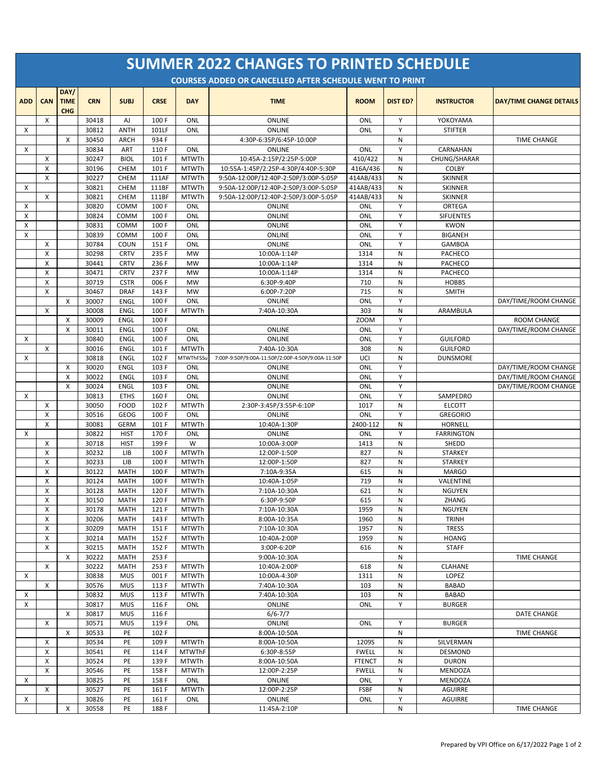# SUMMER 2022 CHANGES TO PRINTED SCHEDULE

## COURSES ADDED OR CANCELLED AFTER SCHEDULE WENT TO PRINT

| ADD | CAN | DAY/ TIME CHG | CRN | SUBJ | CRSE | DAY | TIME | ROOM | DIST ED? | INSTRUCTOR | DAY/TIME CHANGE DETAILS |
|---|---|---|---|---|---|---|---|---|---|---|---|
| | X | | 30418 | AJ | 100 F | ONL | ONLINE | ONL | Y | YOKOYAMA | |
| X | | | 30812 | ANTH | 101LF | ONL | ONLINE | ONL | Y | STIFTER | |
| | | X | 30450 | ARCH | 934 F | | 4:30P-6:35P/6:45P-10:00P | | N | | TIME CHANGE |
| X | | | 30834 | ART | 110 F | ONL | ONLINE | ONL | Y | CARNAHAN | |
| | X | | 30247 | BIOL | 101 F | MTWTh | 10:45A-2:15P/2:25P-5:00P | 410/422 | N | CHUNG/SHARAR | |
| | X | | 30196 | CHEM | 101 F | MTWTh | 10:55A-1:45P/2:25P-4:30P/4:40P-5:30P | 416A/436 | N | COLBY | |
| | X | | 30227 | CHEM | 111AF | MTWTh | 9:50A-12:00P/12:40P-2:50P/3:00P-5:05P | 414AB/433 | N | SKINNER | |
| X | | | 30821 | CHEM | 111BF | MTWTh | 9:50A-12:00P/12:40P-2:50P/3:00P-5:05P | 414AB/433 | N | SKINNER | |
| | X | | 30821 | CHEM | 111BF | MTWTh | 9:50A-12:00P/12:40P-2:50P/3:00P-5:05P | 414AB/433 | N | SKINNER | |
| X | | | 30820 | COMM | 100 F | ONL | ONLINE | ONL | Y | ORTEGA | |
| X | | | 30824 | COMM | 100 F | ONL | ONLINE | ONL | Y | SIFUENTES | |
| X | | | 30831 | COMM | 100 F | ONL | ONLINE | ONL | Y | KWON | |
| X | | | 30839 | COMM | 100 F | ONL | ONLINE | ONL | Y | BIGANEH | |
| | X | | 30784 | COUN | 151 F | ONL | ONLINE | ONL | Y | GAMBOA | |
| | X | | 30298 | CRTV | 235 F | MW | 10:00A-1:14P | 1314 | N | PACHECO | |
| | X | | 30441 | CRTV | 236 F | MW | 10:00A-1:14P | 1314 | N | PACHECO | |
| | X | | 30471 | CRTV | 237 F | MW | 10:00A-1:14P | 1314 | N | PACHECO | |
| | X | | 30719 | CSTR | 006 F | MW | 6:30P-9:40P | 710 | N | HOBBS | |
| | X | | 30467 | DRAF | 143 F | MW | 6:00P-7:20P | 715 | N | SMITH | |
| | | X | 30007 | ENGL | 100 F | ONL | ONLINE | ONL | Y | | DAY/TIME/ROOM CHANGE |
| | X | | 30008 | ENGL | 100 F | MTWTh | 7:40A-10:30A | 303 | N | ARAMBULA | |
| | | X | 30009 | ENGL | 100 F | | | ZOOM | Y | | ROOM CHANGE |
| | | X | 30011 | ENGL | 100 F | ONL | ONLINE | ONL | Y | | DAY/TIME/ROOM CHANGE |
| X | | | 30840 | ENGL | 100 F | ONL | ONLINE | ONL | Y | GUILFORD | |
| | X | | 30016 | ENGL | 101 F | MTWTh | 7:40A-10:30A | 308 | N | GUILFORD | |
| X | | | 30818 | ENGL | 102 F | MTWThFSSu | 7:00P-9:50P/9:00A-11:50P/2:00P-4:50P/9:00A-11:50P | UCI | N | DUNSMORE | |
| | | X | 30020 | ENGL | 103 F | ONL | ONLINE | ONL | Y | | DAY/TIME/ROOM CHANGE |
| | | X | 30022 | ENGL | 103 F | ONL | ONLINE | ONL | Y | | DAY/TIME/ROOM CHANGE |
| | | X | 30024 | ENGL | 103 F | ONL | ONLINE | ONL | Y | | DAY/TIME/ROOM CHANGE |
| X | | | 30813 | ETHS | 160 F | ONL | ONLINE | ONL | Y | SAMPEDRO | |
| | X | | 30050 | FOOD | 102 F | MTWTh | 2:30P-3:45P/3:55P-6:10P | 1017 | N | ELCOTT | |
| | X | | 30516 | GEOG | 100 F | ONL | ONLINE | ONL | Y | GREGORIO | |
| | X | | 30081 | GERM | 101 F | MTWTh | 10:40A-1:30P | 2400-112 | N | HORNELL | |
| X | | | 30822 | HIST | 170 F | ONL | ONLINE | ONL | Y | FARRINGTON | |
| | X | | 30718 | HIST | 199 F | W | 10:00A-3:00P | 1413 | N | SHEDD | |
| | X | | 30232 | LIB | 100 F | MTWTh | 12:00P-1:50P | 827 | N | STARKEY | |
| | X | | 30233 | LIB | 100 F | MTWTh | 12:00P-1:50P | 827 | N | STARKEY | |
| | X | | 30122 | MATH | 100 F | MTWTh | 7:10A-9:35A | 615 | N | MARGO | |
| | X | | 30124 | MATH | 100 F | MTWTh | 10:40A-1:05P | 719 | N | VALENTINE | |
| | X | | 30128 | MATH | 120 F | MTWTh | 7:10A-10:30A | 621 | N | NGUYEN | |
| | X | | 30150 | MATH | 120 F | MTWTh | 6:30P-9:50P | 615 | N | ZHANG | |
| | X | | 30178 | MATH | 121 F | MTWTh | 7:10A-10:30A | 1959 | N | NGUYEN | |
| | X | | 30206 | MATH | 143 F | MTWTh | 8:00A-10:35A | 1960 | N | TRINH | |
| | X | | 30209 | MATH | 151 F | MTWTh | 7:10A-10:30A | 1957 | N | TRESS | |
| | X | | 30214 | MATH | 152 F | MTWTh | 10:40A-2:00P | 1959 | N | HOANG | |
| | X | | 30215 | MATH | 152 F | MTWTh | 3:00P-6:20P | 616 | N | STAFF | |
| | | X | 30222 | MATH | 253 F | | 9:00A-10:30A | | N | | TIME CHANGE |
| | X | | 30222 | MATH | 253 F | MTWTh | 10:40A-2:00P | 618 | N | CLAHANE | |
| X | | | 30838 | MUS | 001 F | MTWTh | 10:00A-4:30P | 1311 | N | LOPEZ | |
| | X | | 30576 | MUS | 113 F | MTWTh | 7:40A-10:30A | 103 | N | BABAD | |
| X | | | 30832 | MUS | 113 F | MTWTh | 7:40A-10:30A | 103 | N | BABAD | |
| X | | | 30817 | MUS | 116 F | ONL | ONLINE | ONL | Y | BURGER | |
| | | X | 30817 | MUS | 116 F | | 6/6-7/7 | | | | DATE CHANGE |
| | X | | 30571 | MUS | 119 F | ONL | ONLINE | ONL | Y | BURGER | |
| | | X | 30533 | PE | 102 F | | 8:00A-10:50A | | N | | TIME CHANGE |
| | X | | 30534 | PE | 109 F | MTWTh | 8:00A-10:50A | 1209S | N | SILVERMAN | |
| | X | | 30541 | PE | 114 F | MTWThF | 6:30P-8:55P | FWELL | N | DESMOND | |
| | X | | 30524 | PE | 139 F | MTWTh | 8:00A-10:50A | FTENCT | N | DURON | |
| | X | | 30546 | PE | 158 F | MTWTh | 12:00P-2:25P | FWELL | N | MENDOZA | |
| X | | | 30825 | PE | 158 F | ONL | ONLINE | ONL | Y | MENDOZA | |
| | X | | 30527 | PE | 161 F | MTWTh | 12:00P-2:25P | FSBF | N | AGUIRRE | |
| X | | | 30826 | PE | 161 F | ONL | ONLINE | ONL | Y | AGUIRRE | |
| | | X | 30558 | PE | 188 F | | 11:45A-2:10P | | N | | TIME CHANGE |

Prepared by VPI Office on 6/17/2022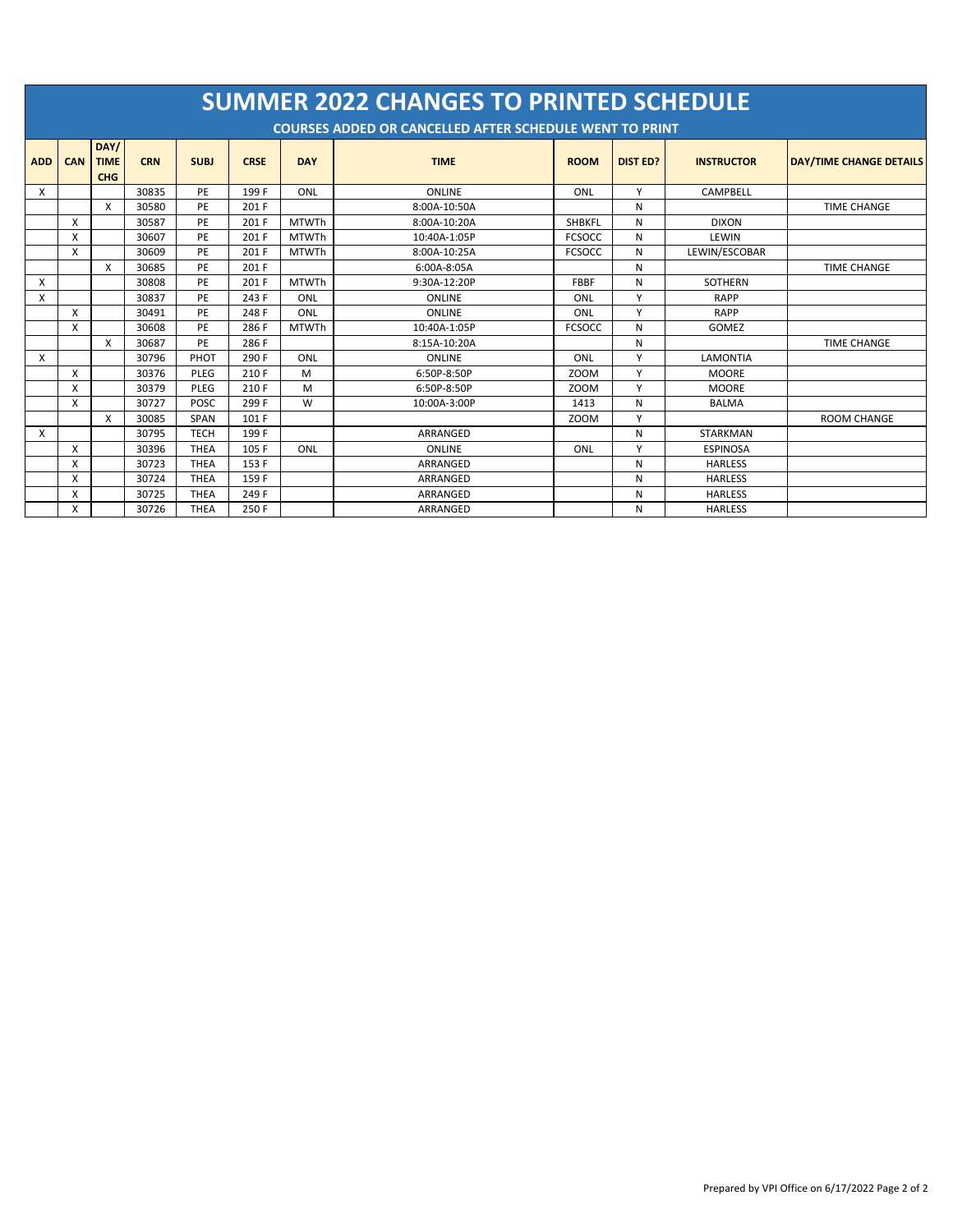# SUMMER 2022 CHANGES TO PRINTED SCHEDULE

**COURSES ADDED OR CANCELLED AFTER SCHEDULE WENT TO PRINT**

| ADD | CAN | DAY/ TIME CHG | CRN | SUBJ | CRSE | DAY | TIME | ROOM | DIST ED? | INSTRUCTOR | DAY/TIME CHANGE DETAILS |
|---|---|---|---|---|---|---|---|---|---|---|---|
| X | | | 30835 | PE | 199 F | ONL | ONLINE | ONL | Y | CAMPBELL | |
| | | X | 30580 | PE | 201 F | | 8:00A-10:50A | | N | | TIME CHANGE |
| | X | | 30587 | PE | 201 F | MTWTh | 8:00A-10:20A | SHBKFL | N | DIXON | |
| | X | | 30607 | PE | 201 F | MTWTh | 10:40A-1:05P | FCSOCC | N | LEWIN | |
| | X | | 30609 | PE | 201 F | MTWTh | 8:00A-10:25A | FCSOCC | N | LEWIN/ESCOBAR | |
| | | X | 30685 | PE | 201 F | | 6:00A-8:05A | | N | | TIME CHANGE |
| X | | | 30808 | PE | 201 F | MTWTh | 9:30A-12:20P | FBBF | N | SOTHERN | |
| X | | | 30837 | PE | 243 F | ONL | ONLINE | ONL | Y | RAPP | |
| | X | | 30491 | PE | 248 F | ONL | ONLINE | ONL | Y | RAPP | |
| | X | | 30608 | PE | 286 F | MTWTh | 10:40A-1:05P | FCSOCC | N | GOMEZ | |
| | | X | 30687 | PE | 286 F | | 8:15A-10:20A | | N | | TIME CHANGE |
| X | | | 30796 | PHOT | 290 F | ONL | ONLINE | ONL | Y | LAMONTIA | |
| | X | | 30376 | PLEG | 210 F | M | 6:50P-8:50P | ZOOM | Y | MOORE | |
| | X | | 30379 | PLEG | 210 F | M | 6:50P-8:50P | ZOOM | Y | MOORE | |
| | X | | 30727 | POSC | 299 F | W | 10:00A-3:00P | 1413 | N | BALMA | |
| | | X | 30085 | SPAN | 101 F | | | ZOOM | Y | | ROOM CHANGE |
| X | | | 30795 | TECH | 199 F | | ARRANGED | | N | STARKMAN | |
| | X | | 30396 | THEA | 105 F | ONL | ONLINE | ONL | Y | ESPINOSA | |
| | X | | 30723 | THEA | 153 F | | ARRANGED | | N | HARLESS | |
| | X | | 30724 | THEA | 159 F | | ARRANGED | | N | HARLESS | |
| | X | | 30725 | THEA | 249 F | | ARRANGED | | N | HARLESS | |
| | X | | 30726 | THEA | 250 F | | ARRANGED | | N | HARLESS | |

Prepared by VPI Office on 6/17/2022